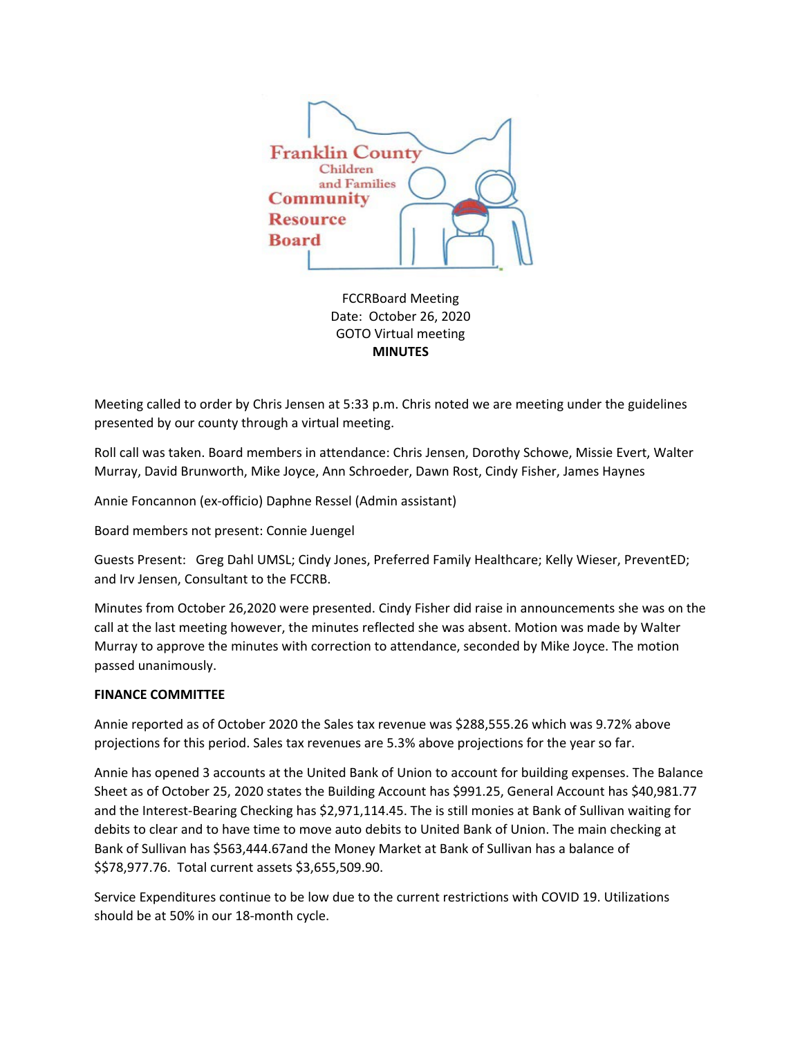Franklin County Children and Families Community Resource Board

FCCRBoard Meeting
Date: October 26, 2020
GOTO Virtual meeting
**MINUTES**

Meeting called to order by Chris Jensen at 5:33 p.m. Chris noted we are meeting under the guidelines presented by our county through a virtual meeting.

Roll call was taken. Board members in attendance: Chris Jensen, Dorothy Schowe, Missie Evert, Walter Murray, David Brunworth, Mike Joyce, Ann Schroeder, Dawn Rost, Cindy Fisher, James Haynes

Annie Foncannon (ex-officio) Daphne Ressel (Admin assistant)

Board members not present: Connie Juengel

Guests Present: Greg Dahl UMSL; Cindy Jones, Preferred Family Healthcare; Kelly Wieser, PreventED; and Irv Jensen, Consultant to the FCCRB.

Minutes from October 26,2020 were presented. Cindy Fisher did raise in announcements she was on the call at the last meeting however, the minutes reflected she was absent. Motion was made by Walter Murray to approve the minutes with correction to attendance, seconded by Mike Joyce. The motion passed unanimously.

**FINANCE COMMITTEE**

Annie reported as of October 2020 the Sales tax revenue was $288,555.26 which was 9.72% above projections for this period. Sales tax revenues are 5.3% above projections for the year so far.

Annie has opened 3 accounts at the United Bank of Union to account for building expenses. The Balance Sheet as of October 25, 2020 states the Building Account has $991.25, General Account has $40,981.77 and the Interest-Bearing Checking has $2,971,114.45. The is still monies at Bank of Sullivan waiting for debits to clear and to have time to move auto debits to United Bank of Union. The main checking at Bank of Sullivan has $563,444.67and the Money Market at Bank of Sullivan has a balance of $$78,977.76. Total current assets $3,655,509.90.

Service Expenditures continue to be low due to the current restrictions with COVID 19. Utilizations should be at 50% in our 18-month cycle.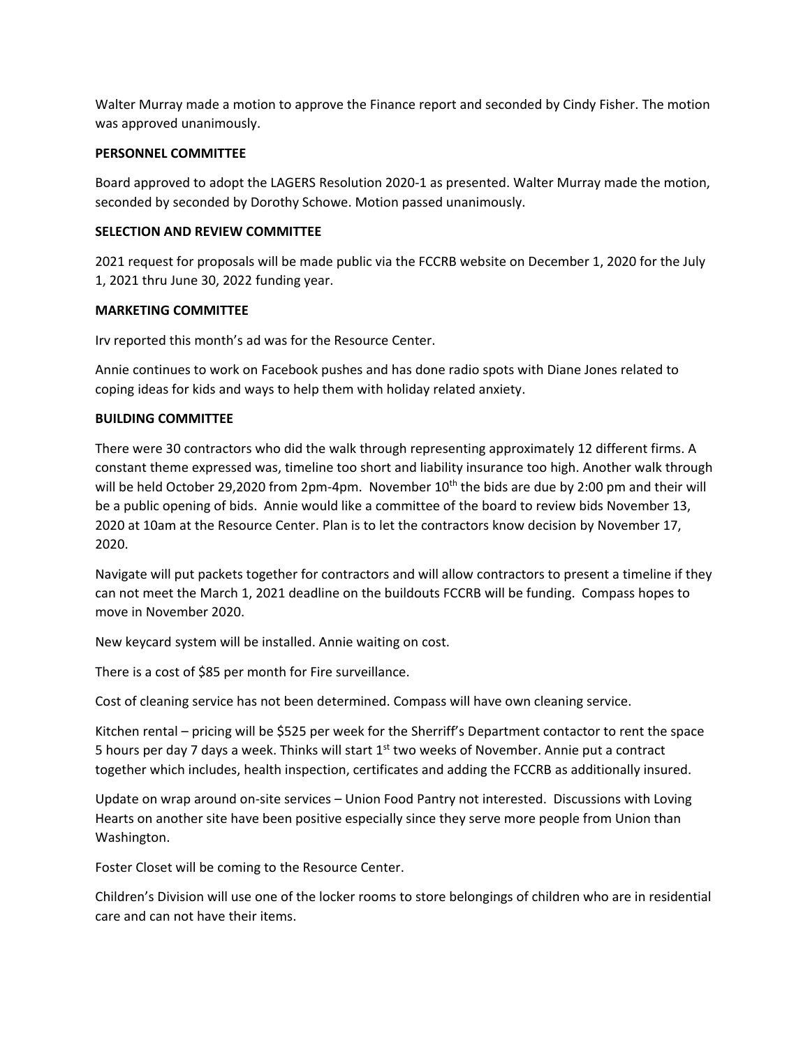Walter Murray made a motion to approve the Finance report and seconded by Cindy Fisher. The motion was approved unanimously.

**PERSONNEL COMMITTEE**

Board approved to adopt the LAGERS Resolution 2020-1 as presented. Walter Murray made the motion, seconded by seconded by Dorothy Schowe. Motion passed unanimously.

**SELECTION AND REVIEW COMMITTEE**

2021 request for proposals will be made public via the FCCRB website on December 1, 2020 for the July 1, 2021 thru June 30, 2022 funding year.

**MARKETING COMMITTEE**

Irv reported this month's ad was for the Resource Center.

Annie continues to work on Facebook pushes and has done radio spots with Diane Jones related to coping ideas for kids and ways to help them with holiday related anxiety.

**BUILDING COMMITTEE**

There were 30 contractors who did the walk through representing approximately 12 different firms. A constant theme expressed was, timeline too short and liability insurance too high. Another walk through will be held October 29,2020 from 2pm-4pm. November 10th the bids are due by 2:00 pm and their will be a public opening of bids. Annie would like a committee of the board to review bids November 13, 2020 at 10am at the Resource Center. Plan is to let the contractors know decision by November 17, 2020.

Navigate will put packets together for contractors and will allow contractors to present a timeline if they can not meet the March 1, 2021 deadline on the buildouts FCCRB will be funding. Compass hopes to move in November 2020.

New keycard system will be installed. Annie waiting on cost.

There is a cost of $85 per month for Fire surveillance.

Cost of cleaning service has not been determined. Compass will have own cleaning service.

Kitchen rental – pricing will be $525 per week for the Sherriff's Department contactor to rent the space 5 hours per day 7 days a week. Thinks will start 1st two weeks of November. Annie put a contract together which includes, health inspection, certificates and adding the FCCRB as additionally insured.

Update on wrap around on-site services – Union Food Pantry not interested. Discussions with Loving Hearts on another site have been positive especially since they serve more people from Union than Washington.

Foster Closet will be coming to the Resource Center.

Children's Division will use one of the locker rooms to store belongings of children who are in residential care and can not have their items.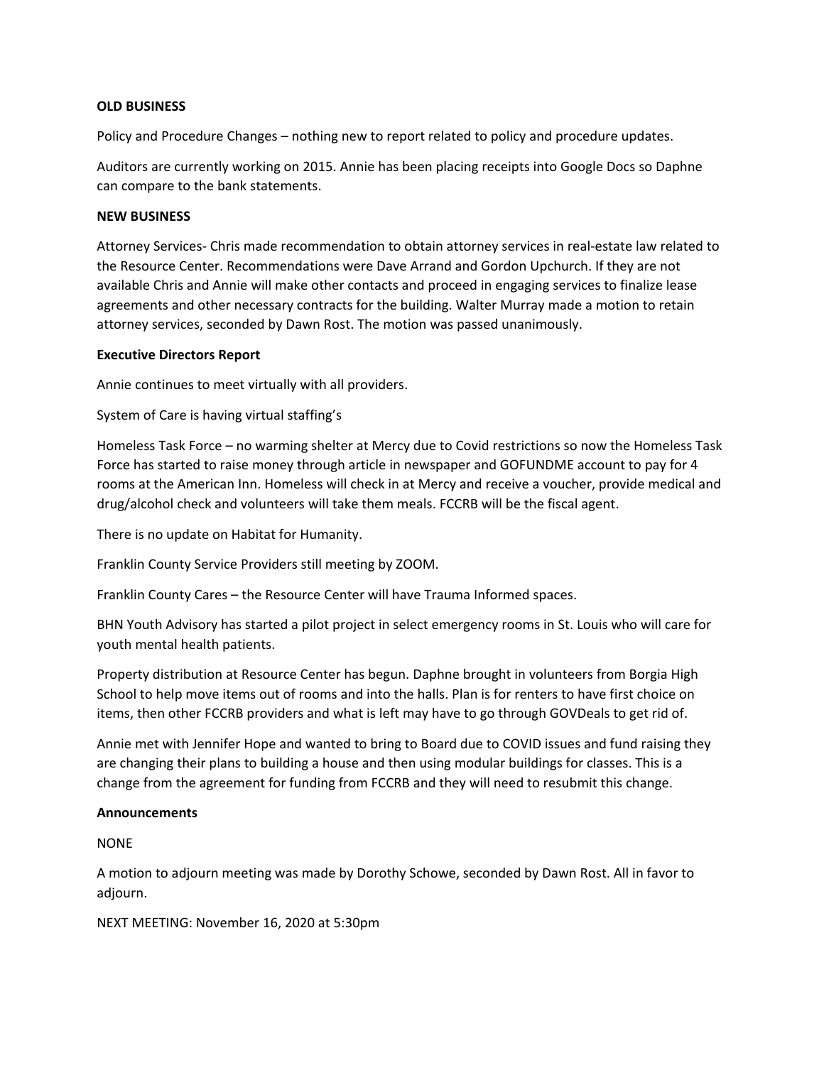**OLD BUSINESS**

Policy and Procedure Changes – nothing new to report related to policy and procedure updates.

Auditors are currently working on 2015. Annie has been placing receipts into Google Docs so Daphne can compare to the bank statements.

**NEW BUSINESS**

Attorney Services- Chris made recommendation to obtain attorney services in real-estate law related to the Resource Center. Recommendations were Dave Arrand and Gordon Upchurch. If they are not available Chris and Annie will make other contacts and proceed in engaging services to finalize lease agreements and other necessary contracts for the building. Walter Murray made a motion to retain attorney services, seconded by Dawn Rost. The motion was passed unanimously.

**Executive Directors Report**

Annie continues to meet virtually with all providers.

System of Care is having virtual staffing's

Homeless Task Force – no warming shelter at Mercy due to Covid restrictions so now the Homeless Task Force has started to raise money through article in newspaper and GOFUNDME account to pay for 4 rooms at the American Inn. Homeless will check in at Mercy and receive a voucher, provide medical and drug/alcohol check and volunteers will take them meals. FCCRB will be the fiscal agent.

There is no update on Habitat for Humanity.

Franklin County Service Providers still meeting by ZOOM.

Franklin County Cares – the Resource Center will have Trauma Informed spaces.

BHN Youth Advisory has started a pilot project in select emergency rooms in St. Louis who will care for youth mental health patients.

Property distribution at Resource Center has begun. Daphne brought in volunteers from Borgia High School to help move items out of rooms and into the halls. Plan is for renters to have first choice on items, then other FCCRB providers and what is left may have to go through GOVDeals to get rid of.

Annie met with Jennifer Hope and wanted to bring to Board due to COVID issues and fund raising they are changing their plans to building a house and then using modular buildings for classes. This is a change from the agreement for funding from FCCRB and they will need to resubmit this change.

**Announcements**

NONE

A motion to adjourn meeting was made by Dorothy Schowe, seconded by Dawn Rost. All in favor to adjourn.

NEXT MEETING: November 16, 2020 at 5:30pm